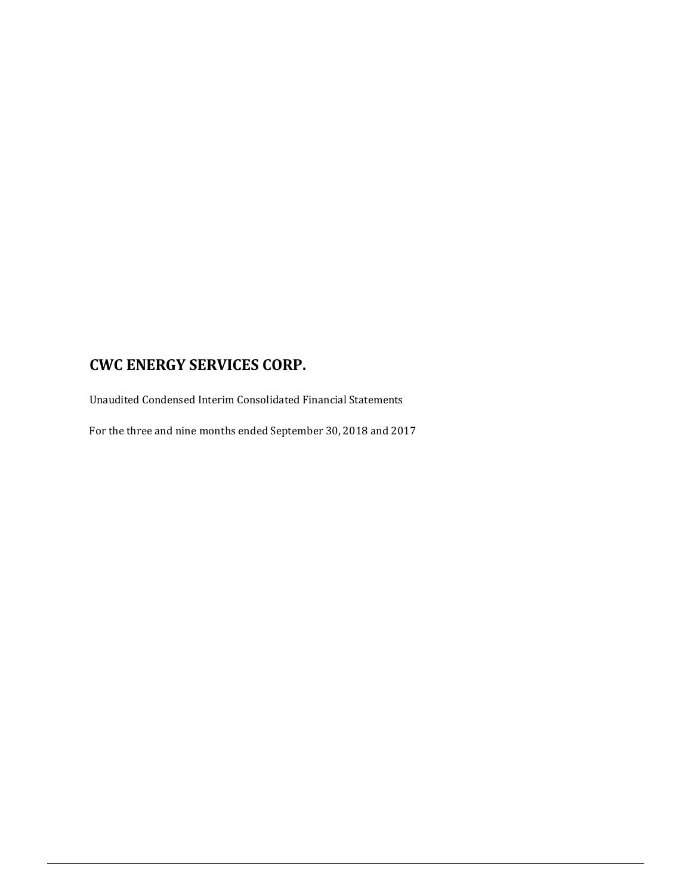# CWC ENERGY SERVICES CORP.

Unaudited Condensed Interim Consolidated Financial Statements

For the three and nine months ended September 30, 2018 and 2017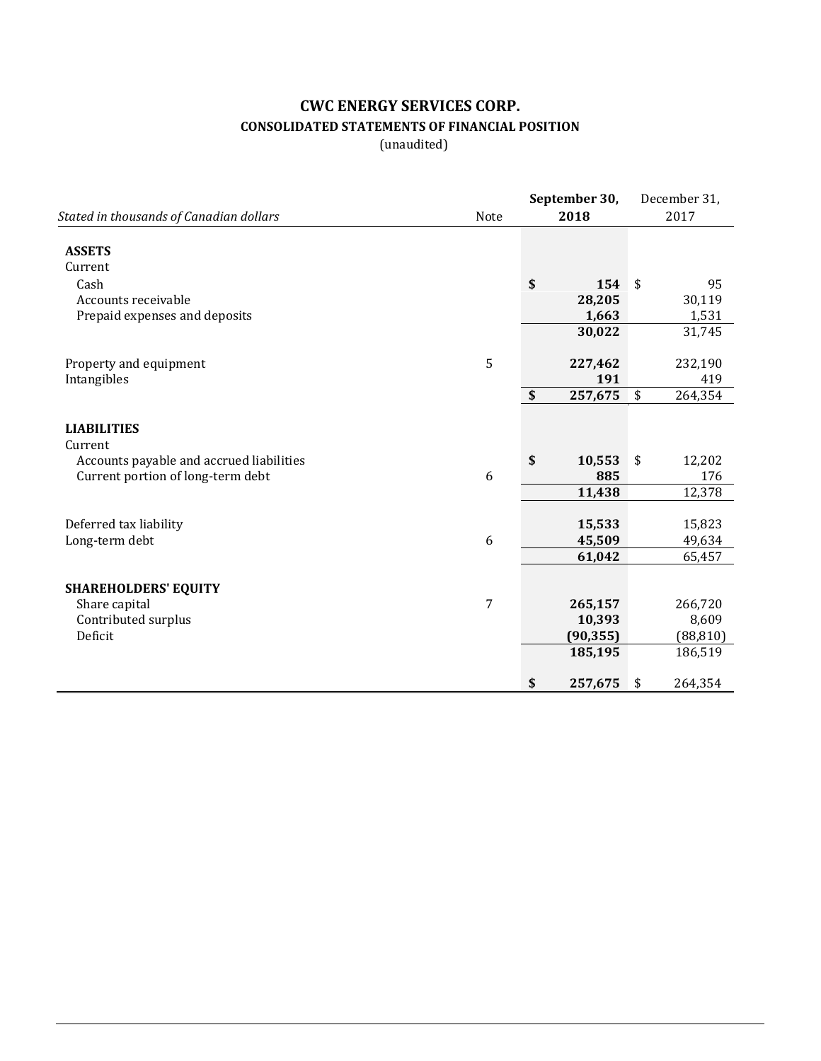# CWC ENERGY SERVICES CORP.

## CONSOLIDATED STATEMENTS OF FINANCIAL POSITION

(unaudited)

| *Stated in thousands of Canadian dollars* | Note | **September 30, 2018** | December 31, 2017 |
|---|---|---|---|
| **ASSETS** | | | |
| Current | | | |
| Cash | | **$ 154** | $ 95 |
| Accounts receivable | | **28,205** | 30,119 |
| Prepaid expenses and deposits | | **1,663** | 1,531 |
| | | **30,022** | 31,745 |
| Property and equipment | 5 | **227,462** | 232,190 |
| Intangibles | | **191** | 419 |
| | | **$ 257,675** | $ 264,354 |
| **LIABILITIES** | | | |
| Current | | | |
| Accounts payable and accrued liabilities | | **$ 10,553** | $ 12,202 |
| Current portion of long-term debt | 6 | **885** | 176 |
| | | **11,438** | 12,378 |
| Deferred tax liability | | **15,533** | 15,823 |
| Long-term debt | 6 | **45,509** | 49,634 |
| | | **61,042** | 65,457 |
| **SHAREHOLDERS' EQUITY** | | | |
| Share capital | 7 | **265,157** | 266,720 |
| Contributed surplus | | **10,393** | 8,609 |
| Deficit | | **(90,355)** | (88,810) |
| | | **185,195** | 186,519 |
| | | **$ 257,675** | $ 264,354 |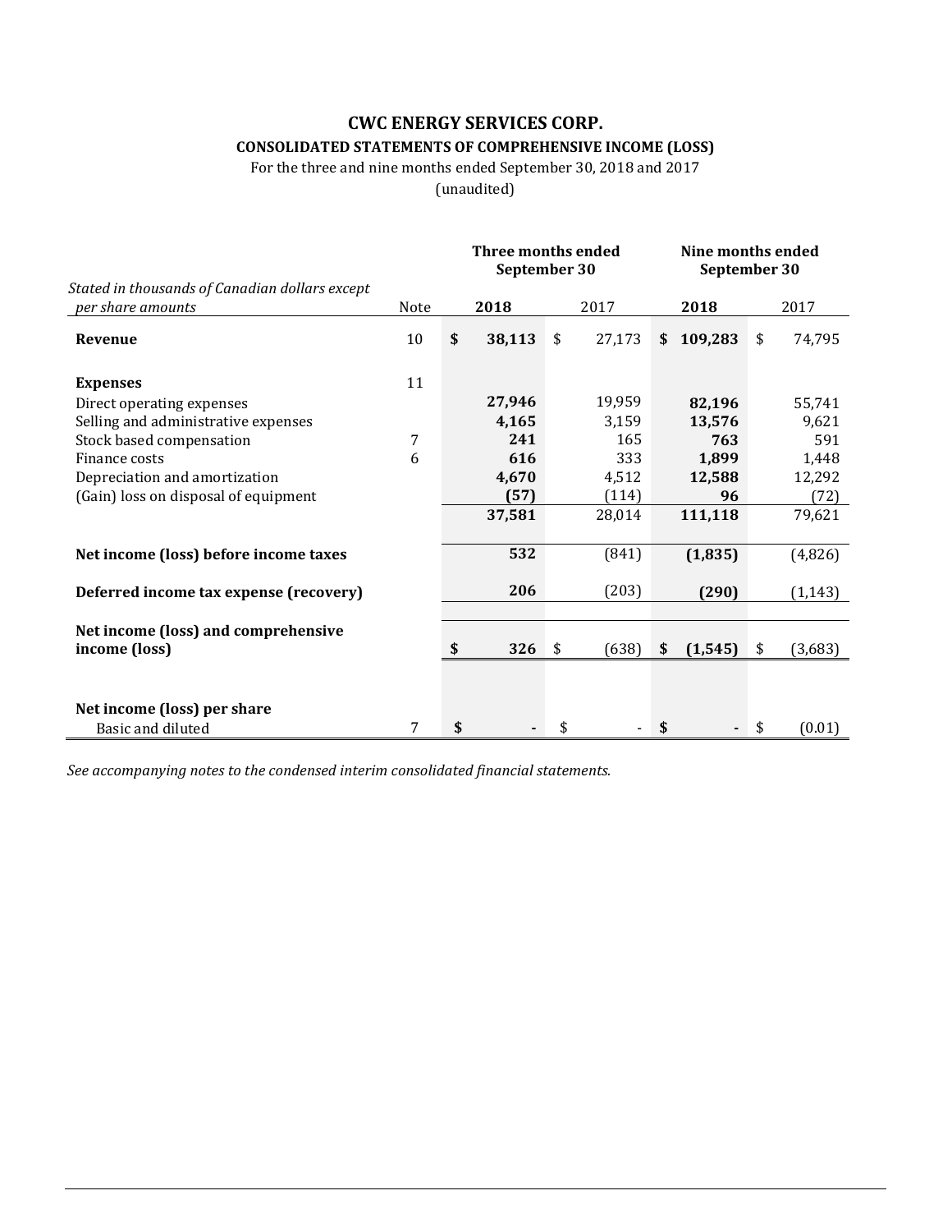# CWC ENERGY SERVICES CORP.

## CONSOLIDATED STATEMENTS OF COMPREHENSIVE INCOME (LOSS)

For the three and nine months ended September 30, 2018 and 2017

(unaudited)

| *Stated in thousands of Canadian dollars except per share amounts* | Note | Three months ended September 30 2018 | Three months ended September 30 2017 | Nine months ended September 30 2018 | Nine months ended September 30 2017 |
|---|---|---|---|---|---|
| **Revenue** | 10 | **$ 38,113** | $ 27,173 | **$ 109,283** | $ 74,795 |
| **Expenses** | 11 | | | | |
| Direct operating expenses | | **27,946** | 19,959 | **82,196** | 55,741 |
| Selling and administrative expenses | | **4,165** | 3,159 | **13,576** | 9,621 |
| Stock based compensation | 7 | **241** | 165 | **763** | 591 |
| Finance costs | 6 | **616** | 333 | **1,899** | 1,448 |
| Depreciation and amortization | | **4,670** | 4,512 | **12,588** | 12,292 |
| (Gain) loss on disposal of equipment | | **(57)** | (114) | **96** | (72) |
| | | **37,581** | 28,014 | **111,118** | 79,621 |
| **Net income (loss) before income taxes** | | **532** | (841) | **(1,835)** | (4,826) |
| **Deferred income tax expense (recovery)** | | **206** | (203) | **(290)** | (1,143) |
| **Net income (loss) and comprehensive income (loss)** | | **$ 326** | $ (638) | **$ (1,545)** | $ (3,683) |
| **Net income (loss) per share** | | | | | |
| Basic and diluted | 7 | **$ -** | $ - | **$ -** | $ (0.01) |

*See accompanying notes to the condensed interim consolidated financial statements.*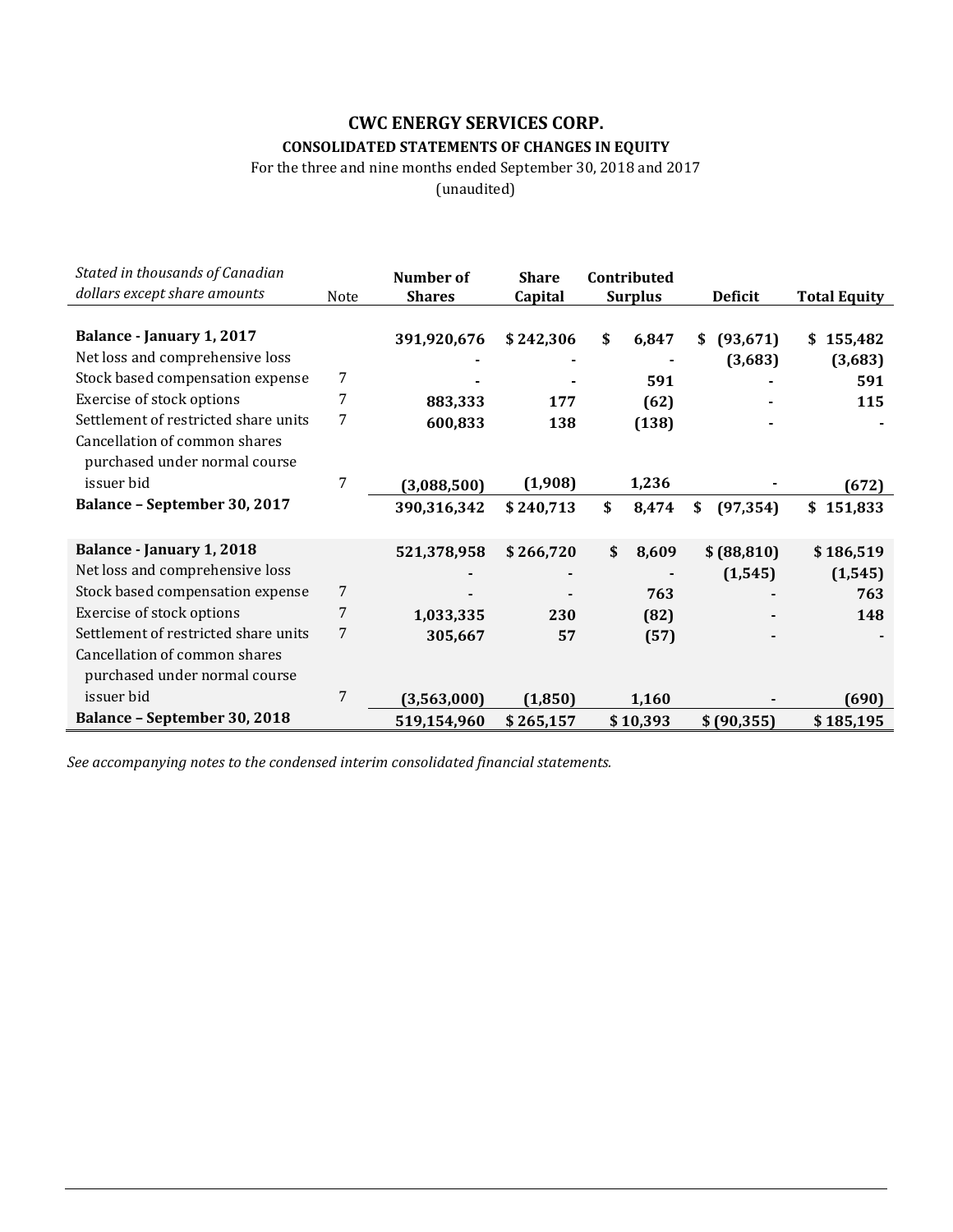# CWC ENERGY SERVICES CORP.

## CONSOLIDATED STATEMENTS OF CHANGES IN EQUITY

For the three and nine months ended September 30, 2018 and 2017

(unaudited)

| *Stated in thousands of Canadian dollars except share amounts* | Note | Number of Shares | Share Capital | Contributed Surplus | Deficit | Total Equity |
|---|---|---|---|---|---|---|
| **Balance - January 1, 2017** | | **391,920,676** | **$ 242,306** | **$ 6,847** | **$ (93,671)** | **$ 155,482** |
| Net loss and comprehensive loss | | **-** | **-** | **-** | **(3,683)** | **(3,683)** |
| Stock based compensation expense | 7 | **-** | **-** | **591** | **-** | **591** |
| Exercise of stock options | 7 | **883,333** | **177** | **(62)** | **-** | **115** |
| Settlement of restricted share units | 7 | **600,833** | **138** | **(138)** | **-** | **-** |
| Cancellation of common shares purchased under normal course issuer bid | 7 | **(3,088,500)** | **(1,908)** | **1,236** | **-** | **(672)** |
| **Balance – September 30, 2017** | | **390,316,342** | **$ 240,713** | **$ 8,474** | **$ (97,354)** | **$ 151,833** |
| | | | | | | |
| **Balance - January 1, 2018** | | **521,378,958** | **$ 266,720** | **$ 8,609** | **$ (88,810)** | **$ 186,519** |
| Net loss and comprehensive loss | | **-** | **-** | **-** | **(1,545)** | **(1,545)** |
| Stock based compensation expense | 7 | **-** | **-** | **763** | **-** | **763** |
| Exercise of stock options | 7 | **1,033,335** | **230** | **(82)** | **-** | **148** |
| Settlement of restricted share units | 7 | **305,667** | **57** | **(57)** | **-** | **-** |
| Cancellation of common shares purchased under normal course issuer bid | 7 | **(3,563,000)** | **(1,850)** | **1,160** | **-** | **(690)** |
| **Balance – September 30, 2018** | | **519,154,960** | **$ 265,157** | **$ 10,393** | **$ (90,355)** | **$ 185,195** |

*See accompanying notes to the condensed interim consolidated financial statements.*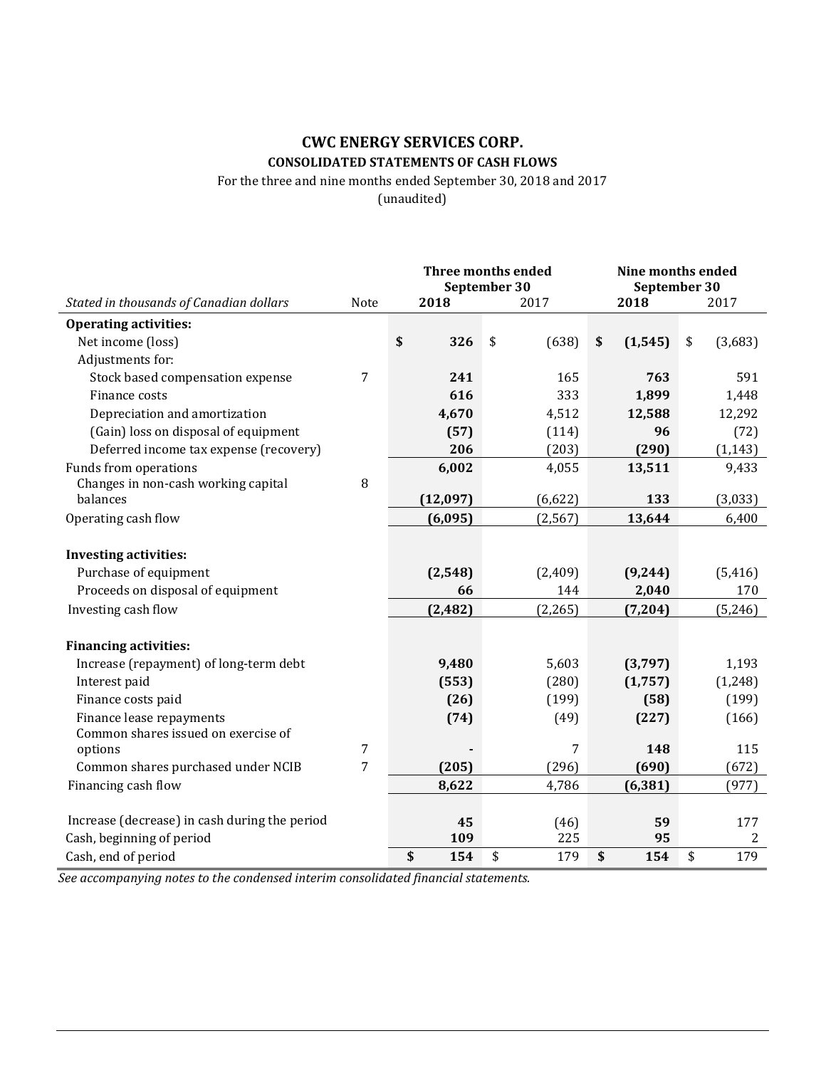# CWC ENERGY SERVICES CORP.

## CONSOLIDATED STATEMENTS OF CASH FLOWS

For the three and nine months ended September 30, 2018 and 2017

(unaudited)

| *Stated in thousands of Canadian dollars* | Note | Three months ended September 30 2018 | Three months ended September 30 2017 | Nine months ended September 30 2018 | Nine months ended September 30 2017 |
|---|---|---|---|---|---|
| **Operating activities:** | | | | | |
| Net income (loss) | | **$ 326** | $ (638) | **$ (1,545)** | $ (3,683) |
| Adjustments for: | | | | | |
| Stock based compensation expense | 7 | **241** | 165 | **763** | 591 |
| Finance costs | | **616** | 333 | **1,899** | 1,448 |
| Depreciation and amortization | | **4,670** | 4,512 | **12,588** | 12,292 |
| (Gain) loss on disposal of equipment | | **(57)** | (114) | **96** | (72) |
| Deferred income tax expense (recovery) | | **206** | (203) | **(290)** | (1,143) |
| Funds from operations | | **6,002** | 4,055 | **13,511** | 9,433 |
| Changes in non-cash working capital balances | 8 | **(12,097)** | (6,622) | **133** | (3,033) |
| Operating cash flow | | **(6,095)** | (2,567) | **13,644** | 6,400 |
| **Investing activities:** | | | | | |
| Purchase of equipment | | **(2,548)** | (2,409) | **(9,244)** | (5,416) |
| Proceeds on disposal of equipment | | **66** | 144 | **2,040** | 170 |
| Investing cash flow | | **(2,482)** | (2,265) | **(7,204)** | (5,246) |
| **Financing activities:** | | | | | |
| Increase (repayment) of long-term debt | | **9,480** | 5,603 | **(3,797)** | 1,193 |
| Interest paid | | **(553)** | (280) | **(1,757)** | (1,248) |
| Finance costs paid | | **(26)** | (199) | **(58)** | (199) |
| Finance lease repayments | | **(74)** | (49) | **(227)** | (166) |
| Common shares issued on exercise of options | 7 | **-** | 7 | **148** | 115 |
| Common shares purchased under NCIB | 7 | **(205)** | (296) | **(690)** | (672) |
| Financing cash flow | | **8,622** | 4,786 | **(6,381)** | (977) |
| Increase (decrease) in cash during the period | | **45** | (46) | **59** | 177 |
| Cash, beginning of period | | **109** | 225 | **95** | 2 |
| Cash, end of period | | **$ 154** | $ 179 | **$ 154** | $ 179 |

*See accompanying notes to the condensed interim consolidated financial statements.*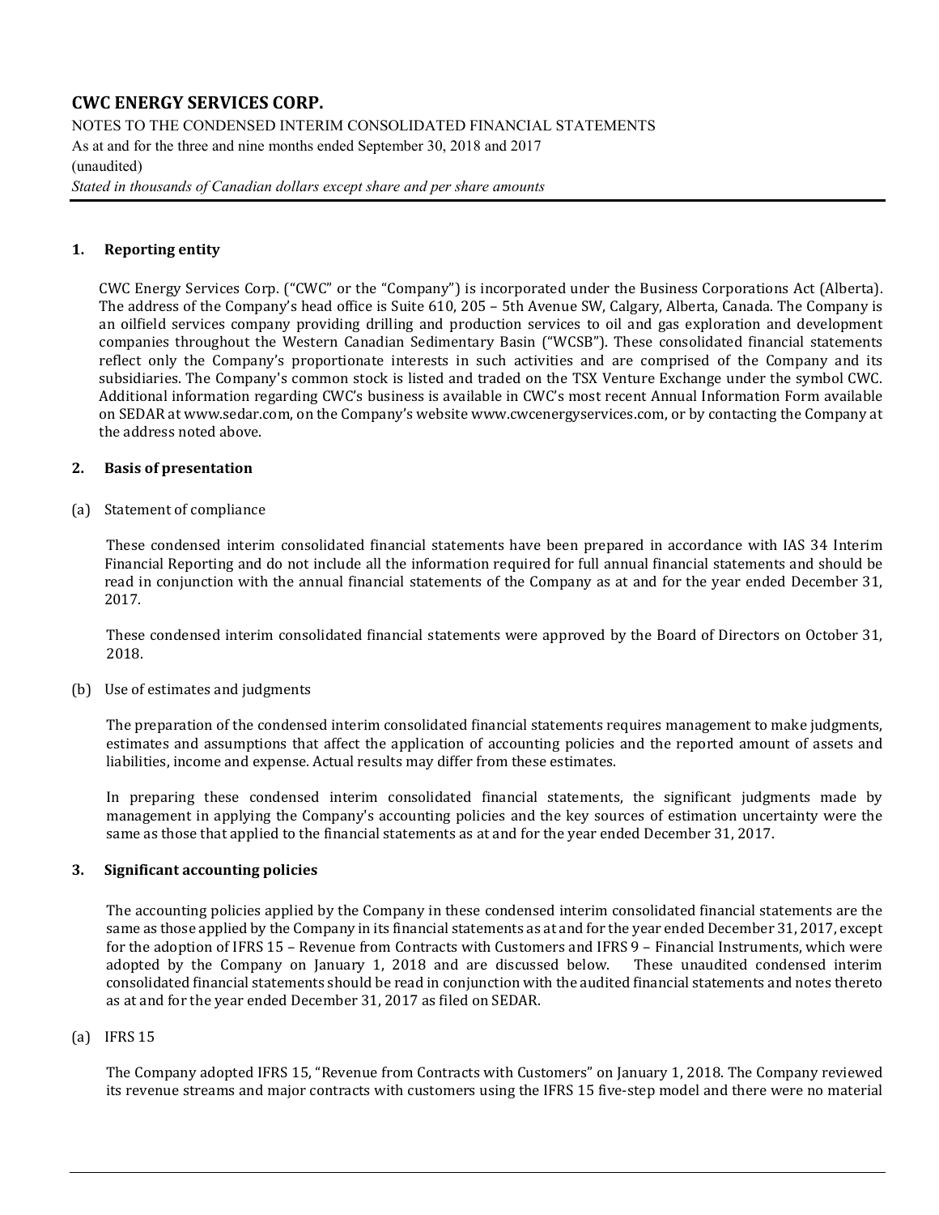## 1. Reporting entity

CWC Energy Services Corp. ("CWC" or the "Company") is incorporated under the Business Corporations Act (Alberta). The address of the Company's head office is Suite 610, 205 – 5th Avenue SW, Calgary, Alberta, Canada. The Company is an oilfield services company providing drilling and production services to oil and gas exploration and development companies throughout the Western Canadian Sedimentary Basin ("WCSB"). These consolidated financial statements reflect only the Company's proportionate interests in such activities and are comprised of the Company and its subsidiaries. The Company's common stock is listed and traded on the TSX Venture Exchange under the symbol CWC. Additional information regarding CWC's business is available in CWC's most recent Annual Information Form available on SEDAR at www.sedar.com, on the Company's website www.cwcenergyservices.com, or by contacting the Company at the address noted above.

## 2. Basis of presentation

(a) Statement of compliance

These condensed interim consolidated financial statements have been prepared in accordance with IAS 34 Interim Financial Reporting and do not include all the information required for full annual financial statements and should be read in conjunction with the annual financial statements of the Company as at and for the year ended December 31, 2017.

These condensed interim consolidated financial statements were approved by the Board of Directors on October 31, 2018.

(b) Use of estimates and judgments

The preparation of the condensed interim consolidated financial statements requires management to make judgments, estimates and assumptions that affect the application of accounting policies and the reported amount of assets and liabilities, income and expense. Actual results may differ from these estimates.

In preparing these condensed interim consolidated financial statements, the significant judgments made by management in applying the Company's accounting policies and the key sources of estimation uncertainty were the same as those that applied to the financial statements as at and for the year ended December 31, 2017.

## 3. Significant accounting policies

The accounting policies applied by the Company in these condensed interim consolidated financial statements are the same as those applied by the Company in its financial statements as at and for the year ended December 31, 2017, except for the adoption of IFRS 15 – Revenue from Contracts with Customers and IFRS 9 – Financial Instruments, which were adopted by the Company on January 1, 2018 and are discussed below. These unaudited condensed interim consolidated financial statements should be read in conjunction with the audited financial statements and notes thereto as at and for the year ended December 31, 2017 as filed on SEDAR.

(a) IFRS 15

The Company adopted IFRS 15, "Revenue from Contracts with Customers" on January 1, 2018. The Company reviewed its revenue streams and major contracts with customers using the IFRS 15 five-step model and there were no material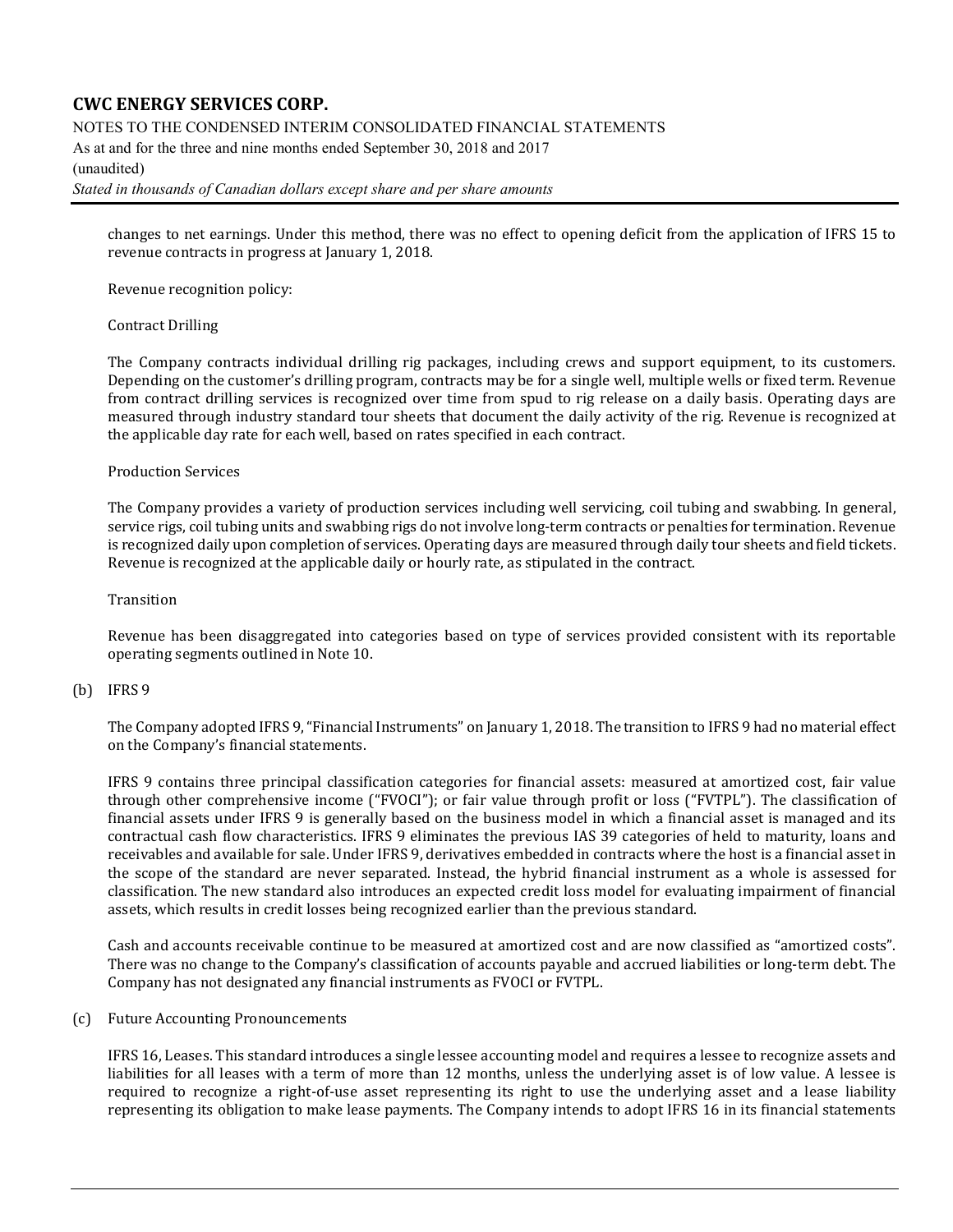changes to net earnings. Under this method, there was no effect to opening deficit from the application of IFRS 15 to revenue contracts in progress at January 1, 2018.

Revenue recognition policy:

Contract Drilling

The Company contracts individual drilling rig packages, including crews and support equipment, to its customers. Depending on the customer's drilling program, contracts may be for a single well, multiple wells or fixed term. Revenue from contract drilling services is recognized over time from spud to rig release on a daily basis. Operating days are measured through industry standard tour sheets that document the daily activity of the rig. Revenue is recognized at the applicable day rate for each well, based on rates specified in each contract.

Production Services

The Company provides a variety of production services including well servicing, coil tubing and swabbing. In general, service rigs, coil tubing units and swabbing rigs do not involve long-term contracts or penalties for termination. Revenue is recognized daily upon completion of services. Operating days are measured through daily tour sheets and field tickets. Revenue is recognized at the applicable daily or hourly rate, as stipulated in the contract.

Transition

Revenue has been disaggregated into categories based on type of services provided consistent with its reportable operating segments outlined in Note 10.

(b) IFRS 9

The Company adopted IFRS 9, "Financial Instruments" on January 1, 2018. The transition to IFRS 9 had no material effect on the Company's financial statements.

IFRS 9 contains three principal classification categories for financial assets: measured at amortized cost, fair value through other comprehensive income ("FVOCI"); or fair value through profit or loss ("FVTPL"). The classification of financial assets under IFRS 9 is generally based on the business model in which a financial asset is managed and its contractual cash flow characteristics. IFRS 9 eliminates the previous IAS 39 categories of held to maturity, loans and receivables and available for sale. Under IFRS 9, derivatives embedded in contracts where the host is a financial asset in the scope of the standard are never separated. Instead, the hybrid financial instrument as a whole is assessed for classification. The new standard also introduces an expected credit loss model for evaluating impairment of financial assets, which results in credit losses being recognized earlier than the previous standard.

Cash and accounts receivable continue to be measured at amortized cost and are now classified as "amortized costs". There was no change to the Company's classification of accounts payable and accrued liabilities or long-term debt. The Company has not designated any financial instruments as FVOCI or FVTPL.

(c) Future Accounting Pronouncements

IFRS 16, Leases. This standard introduces a single lessee accounting model and requires a lessee to recognize assets and liabilities for all leases with a term of more than 12 months, unless the underlying asset is of low value. A lessee is required to recognize a right-of-use asset representing its right to use the underlying asset and a lease liability representing its obligation to make lease payments. The Company intends to adopt IFRS 16 in its financial statements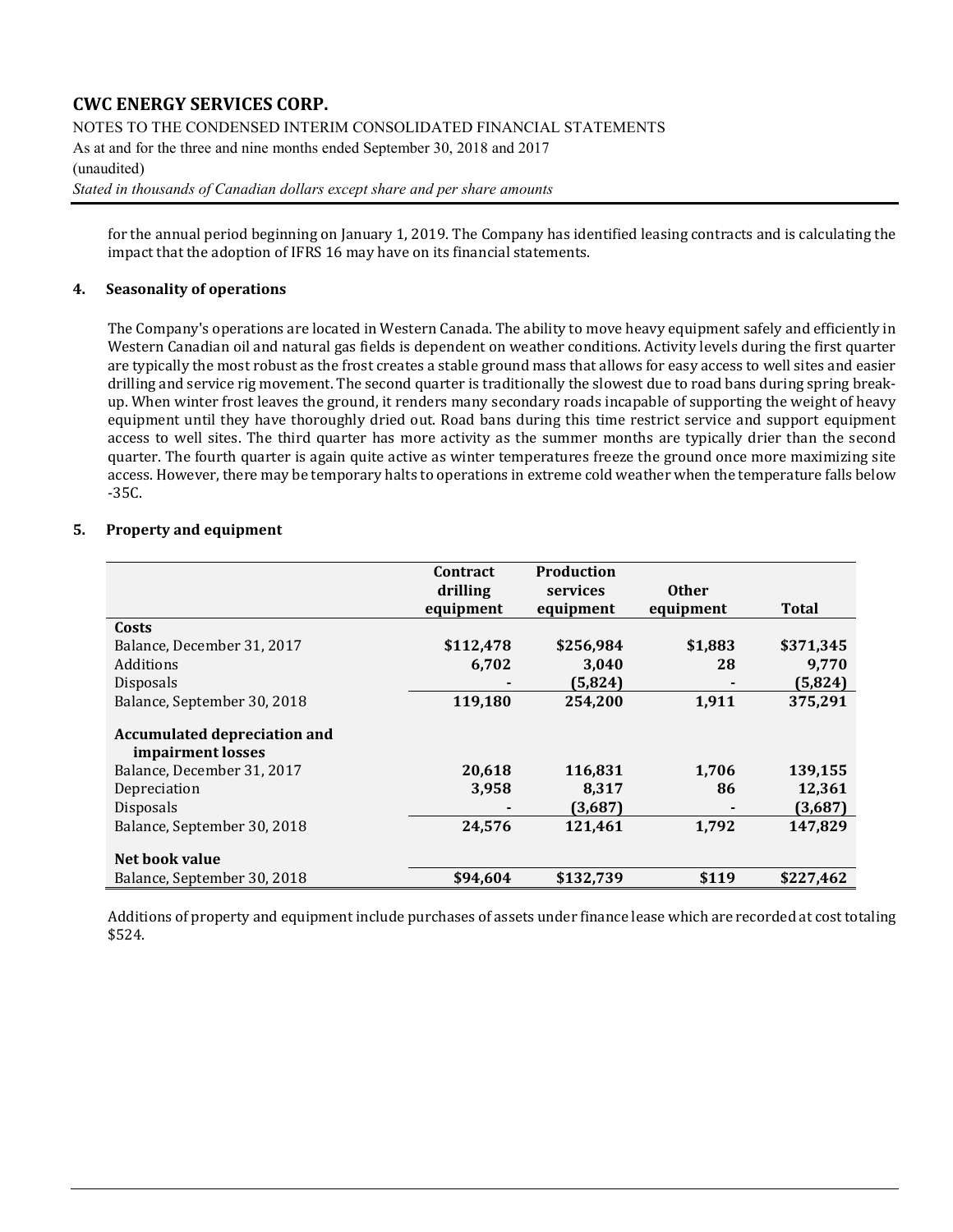for the annual period beginning on January 1, 2019. The Company has identified leasing contracts and is calculating the impact that the adoption of IFRS 16 may have on its financial statements.

## 4. Seasonality of operations

The Company's operations are located in Western Canada. The ability to move heavy equipment safely and efficiently in Western Canadian oil and natural gas fields is dependent on weather conditions. Activity levels during the first quarter are typically the most robust as the frost creates a stable ground mass that allows for easy access to well sites and easier drilling and service rig movement. The second quarter is traditionally the slowest due to road bans during spring break-up. When winter frost leaves the ground, it renders many secondary roads incapable of supporting the weight of heavy equipment until they have thoroughly dried out. Road bans during this time restrict service and support equipment access to well sites. The third quarter has more activity as the summer months are typically drier than the second quarter. The fourth quarter is again quite active as winter temperatures freeze the ground once more maximizing site access. However, there may be temporary halts to operations in extreme cold weather when the temperature falls below -35C.

## 5. Property and equipment

| | Contract drilling equipment | Production services equipment | Other equipment | Total |
|---|---|---|---|---|
| **Costs** | | | | |
| Balance, December 31, 2017 | **$112,478** | **$256,984** | **$1,883** | **$371,345** |
| Additions | **6,702** | **3,040** | **28** | **9,770** |
| Disposals | **-** | **(5,824)** | **-** | **(5,824)** |
| Balance, September 30, 2018 | **119,180** | **254,200** | **1,911** | **375,291** |
| **Accumulated depreciation and impairment losses** | | | | |
| Balance, December 31, 2017 | **20,618** | **116,831** | **1,706** | **139,155** |
| Depreciation | **3,958** | **8,317** | **86** | **12,361** |
| Disposals | **-** | **(3,687)** | **-** | **(3,687)** |
| Balance, September 30, 2018 | **24,576** | **121,461** | **1,792** | **147,829** |
| **Net book value** | | | | |
| Balance, September 30, 2018 | **$94,604** | **$132,739** | **$119** | **$227,462** |

Additions of property and equipment include purchases of assets under finance lease which are recorded at cost totaling $524.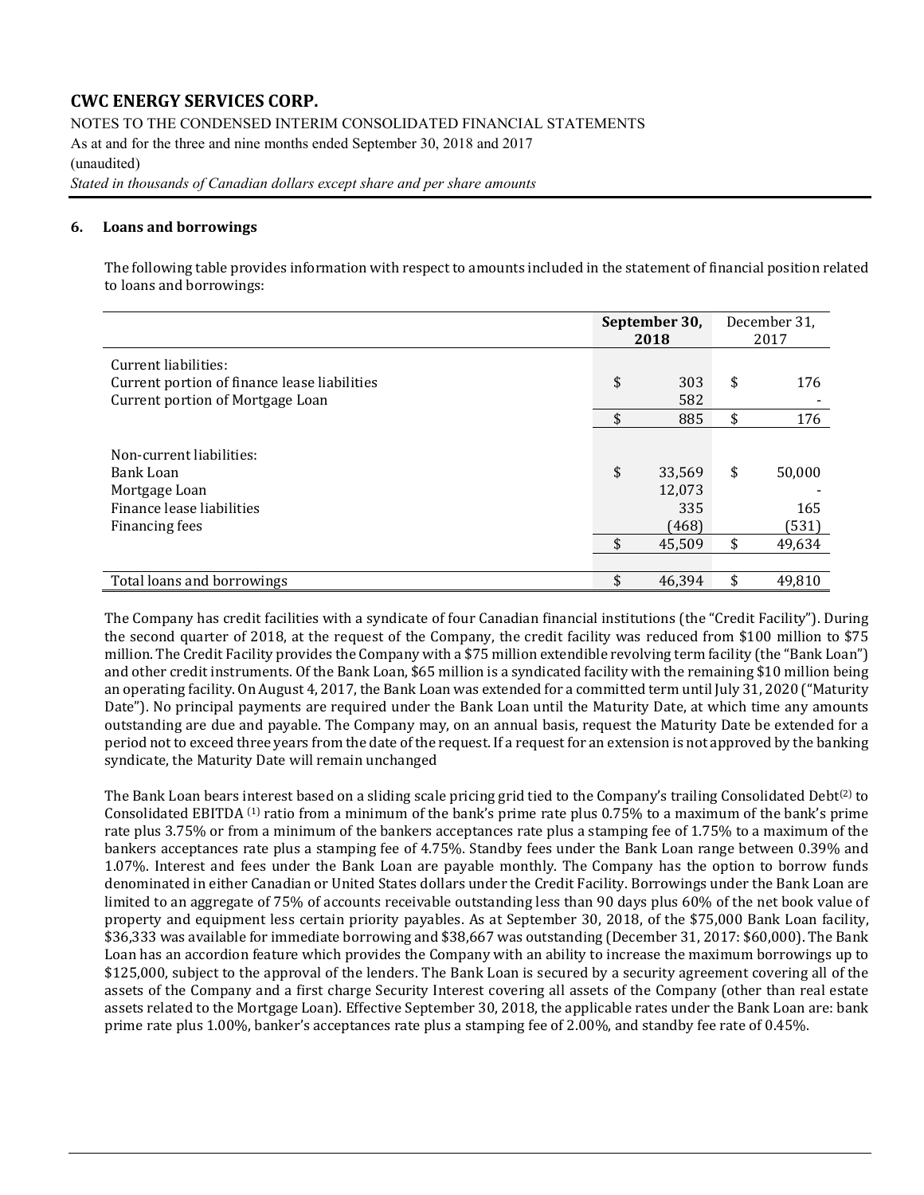# CWC ENERGY SERVICES CORP.

NOTES TO THE CONDENSED INTERIM CONSOLIDATED FINANCIAL STATEMENTS
As at and for the three and nine months ended September 30, 2018 and 2017
(unaudited)
*Stated in thousands of Canadian dollars except share and per share amounts*

## 6. Loans and borrowings

The following table provides information with respect to amounts included in the statement of financial position related to loans and borrowings:

| | **September 30, 2018** | December 31, 2017 |
|---|---|---|
| Current liabilities: | | |
| Current portion of finance lease liabilities | $ 303 | $ 176 |
| Current portion of Mortgage Loan | 582 | - |
| | $ 885 | $ 176 |
| Non-current liabilities: | | |
| Bank Loan | $ 33,569 | $ 50,000 |
| Mortgage Loan | 12,073 | - |
| Finance lease liabilities | 335 | 165 |
| Financing fees | (468) | (531) |
| | $ 45,509 | $ 49,634 |
| Total loans and borrowings | $ 46,394 | $ 49,810 |

The Company has credit facilities with a syndicate of four Canadian financial institutions (the "Credit Facility"). During the second quarter of 2018, at the request of the Company, the credit facility was reduced from $100 million to $75 million. The Credit Facility provides the Company with a $75 million extendible revolving term facility (the "Bank Loan") and other credit instruments. Of the Bank Loan, $65 million is a syndicated facility with the remaining $10 million being an operating facility. On August 4, 2017, the Bank Loan was extended for a committed term until July 31, 2020 ("Maturity Date"). No principal payments are required under the Bank Loan until the Maturity Date, at which time any amounts outstanding are due and payable. The Company may, on an annual basis, request the Maturity Date be extended for a period not to exceed three years from the date of the request. If a request for an extension is not approved by the banking syndicate, the Maturity Date will remain unchanged

The Bank Loan bears interest based on a sliding scale pricing grid tied to the Company's trailing Consolidated Debt[2] to Consolidated EBITDA [1] ratio from a minimum of the bank's prime rate plus 0.75% to a maximum of the bank's prime rate plus 3.75% or from a minimum of the bankers acceptances rate plus a stamping fee of 1.75% to a maximum of the bankers acceptances rate plus a stamping fee of 4.75%. Standby fees under the Bank Loan range between 0.39% and 1.07%. Interest and fees under the Bank Loan are payable monthly. The Company has the option to borrow funds denominated in either Canadian or United States dollars under the Credit Facility. Borrowings under the Bank Loan are limited to an aggregate of 75% of accounts receivable outstanding less than 90 days plus 60% of the net book value of property and equipment less certain priority payables. As at September 30, 2018, of the $75,000 Bank Loan facility, $36,333 was available for immediate borrowing and $38,667 was outstanding (December 31, 2017: $60,000). The Bank Loan has an accordion feature which provides the Company with an ability to increase the maximum borrowings up to $125,000, subject to the approval of the lenders. The Bank Loan is secured by a security agreement covering all of the assets of the Company and a first charge Security Interest covering all assets of the Company (other than real estate assets related to the Mortgage Loan). Effective September 30, 2018, the applicable rates under the Bank Loan are: bank prime rate plus 1.00%, banker's acceptances rate plus a stamping fee of 2.00%, and standby fee rate of 0.45%.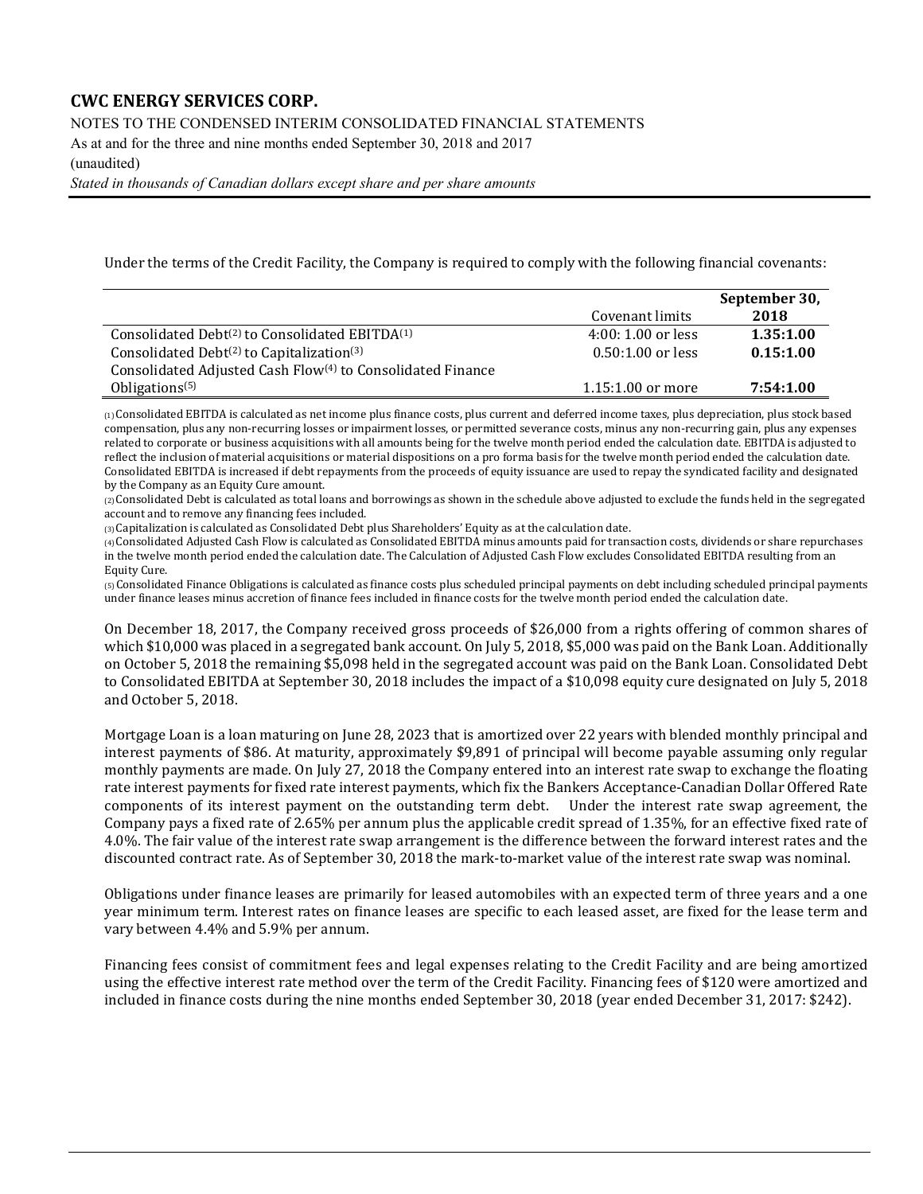Under the terms of the Credit Facility, the Company is required to comply with the following financial covenants:

| | Covenant limits | **September 30, 2018** |
|---|---|---|
| Consolidated Debt[(2)] to Consolidated EBITDA[(1)] | 4:00: 1.00 or less | **1.35:1.00** |
| Consolidated Debt[(2)] to Capitalization[(3)] | 0.50:1.00 or less | **0.15:1.00** |
| Consolidated Adjusted Cash Flow[(4)] to Consolidated Finance Obligations[(5)] | 1.15:1.00 or more | **7:54:1.00** |

(1) Consolidated EBITDA is calculated as net income plus finance costs, plus current and deferred income taxes, plus depreciation, plus stock based compensation, plus any non-recurring losses or impairment losses, or permitted severance costs, minus any non-recurring gain, plus any expenses related to corporate or business acquisitions with all amounts being for the twelve month period ended the calculation date. EBITDA is adjusted to reflect the inclusion of material acquisitions or material dispositions on a pro forma basis for the twelve month period ended the calculation date. Consolidated EBITDA is increased if debt repayments from the proceeds of equity issuance are used to repay the syndicated facility and designated by the Company as an Equity Cure amount.

(2) Consolidated Debt is calculated as total loans and borrowings as shown in the schedule above adjusted to exclude the funds held in the segregated account and to remove any financing fees included.

(3) Capitalization is calculated as Consolidated Debt plus Shareholders' Equity as at the calculation date.

(4) Consolidated Adjusted Cash Flow is calculated as Consolidated EBITDA minus amounts paid for transaction costs, dividends or share repurchases in the twelve month period ended the calculation date. The Calculation of Adjusted Cash Flow excludes Consolidated EBITDA resulting from an Equity Cure.

(5) Consolidated Finance Obligations is calculated as finance costs plus scheduled principal payments on debt including scheduled principal payments under finance leases minus accretion of finance fees included in finance costs for the twelve month period ended the calculation date.

On December 18, 2017, the Company received gross proceeds of $26,000 from a rights offering of common shares of which $10,000 was placed in a segregated bank account. On July 5, 2018, $5,000 was paid on the Bank Loan. Additionally on October 5, 2018 the remaining $5,098 held in the segregated account was paid on the Bank Loan. Consolidated Debt to Consolidated EBITDA at September 30, 2018 includes the impact of a $10,098 equity cure designated on July 5, 2018 and October 5, 2018.

Mortgage Loan is a loan maturing on June 28, 2023 that is amortized over 22 years with blended monthly principal and interest payments of $86. At maturity, approximately $9,891 of principal will become payable assuming only regular monthly payments are made. On July 27, 2018 the Company entered into an interest rate swap to exchange the floating rate interest payments for fixed rate interest payments, which fix the Bankers Acceptance-Canadian Dollar Offered Rate components of its interest payment on the outstanding term debt. Under the interest rate swap agreement, the Company pays a fixed rate of 2.65% per annum plus the applicable credit spread of 1.35%, for an effective fixed rate of 4.0%. The fair value of the interest rate swap arrangement is the difference between the forward interest rates and the discounted contract rate. As of September 30, 2018 the mark-to-market value of the interest rate swap was nominal.

Obligations under finance leases are primarily for leased automobiles with an expected term of three years and a one year minimum term. Interest rates on finance leases are specific to each leased asset, are fixed for the lease term and vary between 4.4% and 5.9% per annum.

Financing fees consist of commitment fees and legal expenses relating to the Credit Facility and are being amortized using the effective interest rate method over the term of the Credit Facility. Financing fees of $120 were amortized and included in finance costs during the nine months ended September 30, 2018 (year ended December 31, 2017: $242).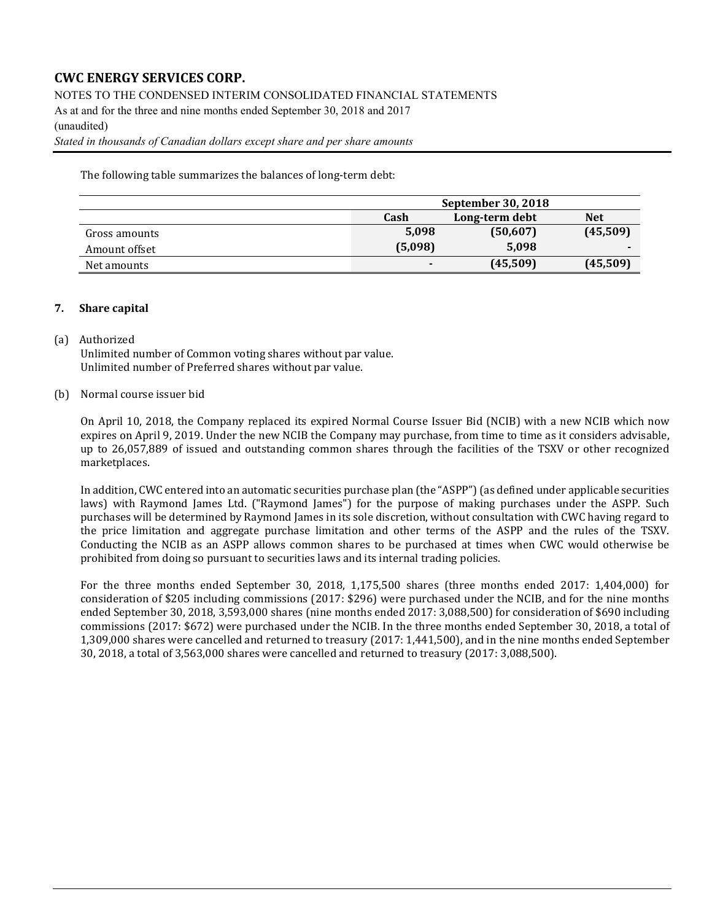The following table summarizes the balances of long-term debt:

| | September 30, 2018 | | |
|---|---|---|---|
| | **Cash** | **Long-term debt** | **Net** |
| Gross amounts | **5,098** | **(50,607)** | **(45,509)** |
| Amount offset | **(5,098)** | **5,098** | **-** |
| Net amounts | **-** | **(45,509)** | **(45,509)** |

## 7. Share capital

(a) Authorized

Unlimited number of Common voting shares without par value.
Unlimited number of Preferred shares without par value.

(b) Normal course issuer bid

On April 10, 2018, the Company replaced its expired Normal Course Issuer Bid (NCIB) with a new NCIB which now expires on April 9, 2019. Under the new NCIB the Company may purchase, from time to time as it considers advisable, up to 26,057,889 of issued and outstanding common shares through the facilities of the TSXV or other recognized marketplaces.

In addition, CWC entered into an automatic securities purchase plan (the "ASPP") (as defined under applicable securities laws) with Raymond James Ltd. ("Raymond James") for the purpose of making purchases under the ASPP. Such purchases will be determined by Raymond James in its sole discretion, without consultation with CWC having regard to the price limitation and aggregate purchase limitation and other terms of the ASPP and the rules of the TSXV. Conducting the NCIB as an ASPP allows common shares to be purchased at times when CWC would otherwise be prohibited from doing so pursuant to securities laws and its internal trading policies.

For the three months ended September 30, 2018, 1,175,500 shares (three months ended 2017: 1,404,000) for consideration of $205 including commissions (2017: $296) were purchased under the NCIB, and for the nine months ended September 30, 2018, 3,593,000 shares (nine months ended 2017: 3,088,500) for consideration of $690 including commissions (2017: $672) were purchased under the NCIB. In the three months ended September 30, 2018, a total of 1,309,000 shares were cancelled and returned to treasury (2017: 1,441,500), and in the nine months ended September 30, 2018, a total of 3,563,000 shares were cancelled and returned to treasury (2017: 3,088,500).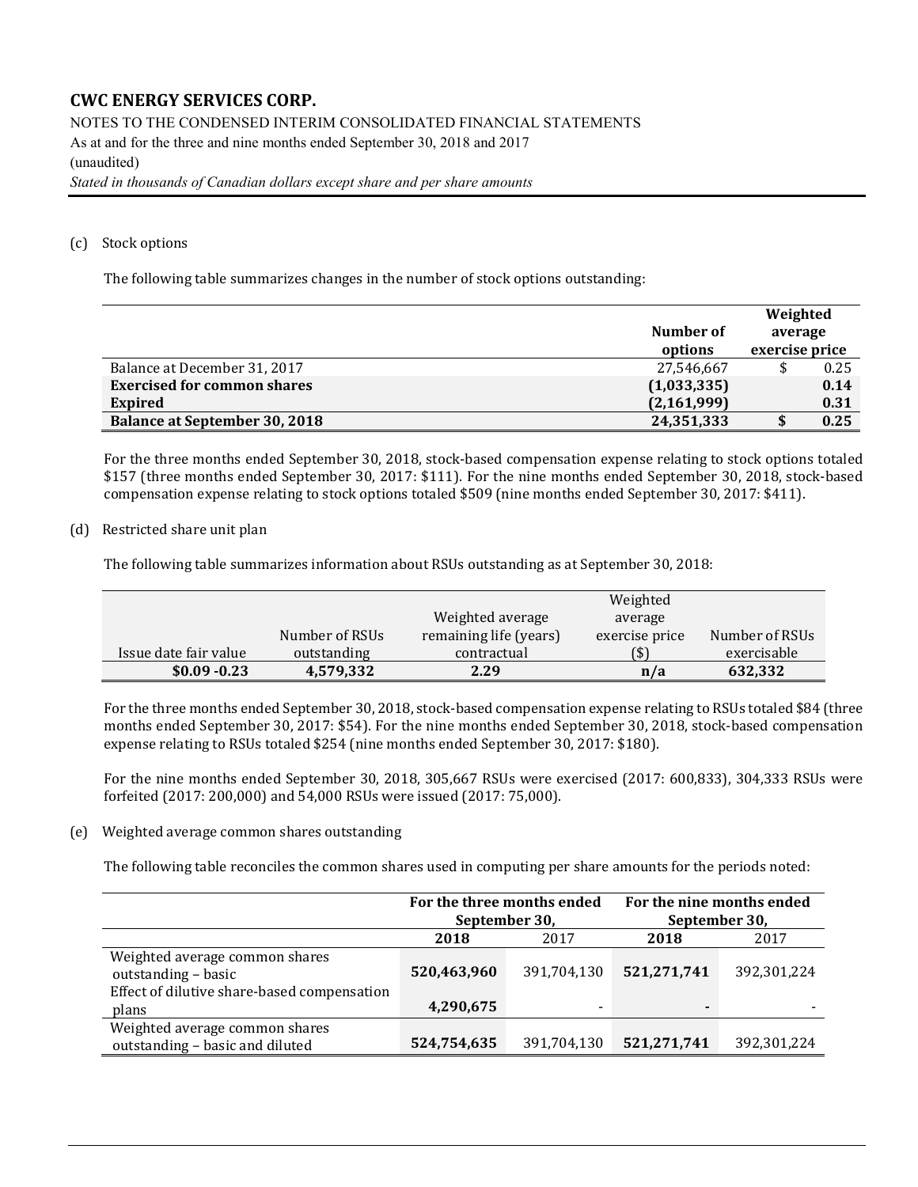(c) Stock options

The following table summarizes changes in the number of stock options outstanding:

| | Number of options | Weighted average exercise price |
|---|---|---|
| Balance at December 31, 2017 | 27,546,667 | $ 0.25 |
| **Exercised for common shares** | **(1,033,335)** | **0.14** |
| **Expired** | **(2,161,999)** | **0.31** |
| **Balance at September 30, 2018** | **24,351,333** | **$ 0.25** |

For the three months ended September 30, 2018, stock-based compensation expense relating to stock options totaled $157 (three months ended September 30, 2017: $111). For the nine months ended September 30, 2018, stock-based compensation expense relating to stock options totaled $509 (nine months ended September 30, 2017: $411).

(d) Restricted share unit plan

The following table summarizes information about RSUs outstanding as at September 30, 2018:

| Issue date fair value | Number of RSUs outstanding | Weighted average remaining life (years) contractual | Weighted average exercise price ($) | Number of RSUs exercisable |
|---|---|---|---|---|
| **$0.09 -0.23** | **4,579,332** | **2.29** | **n/a** | **632,332** |

For the three months ended September 30, 2018, stock-based compensation expense relating to RSUs totaled $84 (three months ended September 30, 2017: $54). For the nine months ended September 30, 2018, stock-based compensation expense relating to RSUs totaled $254 (nine months ended September 30, 2017: $180).

For the nine months ended September 30, 2018, 305,667 RSUs were exercised (2017: 600,833), 304,333 RSUs were forfeited (2017: 200,000) and 54,000 RSUs were issued (2017: 75,000).

(e) Weighted average common shares outstanding

The following table reconciles the common shares used in computing per share amounts for the periods noted:

| | For the three months ended September 30, | | For the nine months ended September 30, | |
|---|---|---|---|---|
| | **2018** | 2017 | **2018** | 2017 |
| Weighted average common shares outstanding – basic | **520,463,960** | 391,704,130 | **521,271,741** | 392,301,224 |
| Effect of dilutive share-based compensation plans | **4,290,675** | - | **-** | - |
| Weighted average common shares outstanding – basic and diluted | **524,754,635** | 391,704,130 | **521,271,741** | 392,301,224 |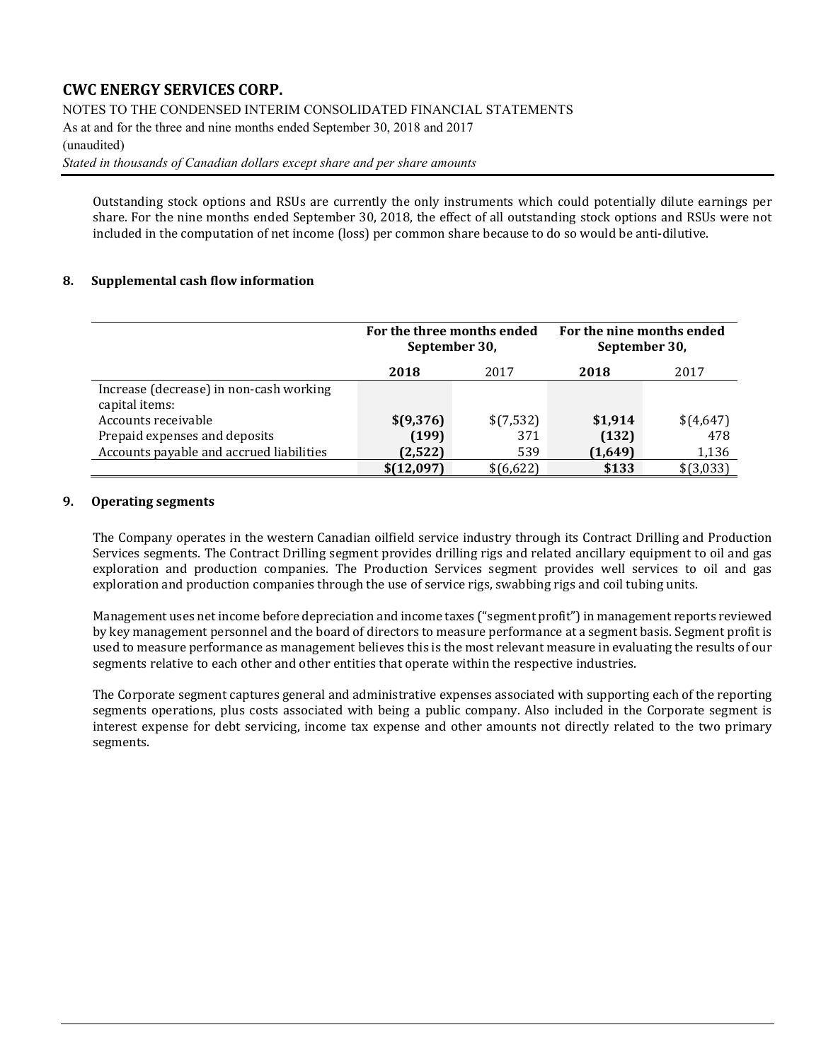Outstanding stock options and RSUs are currently the only instruments which could potentially dilute earnings per share. For the nine months ended September 30, 2018, the effect of all outstanding stock options and RSUs were not included in the computation of net income (loss) per common share because to do so would be anti-dilutive.

## 8. Supplemental cash flow information

| | For the three months ended September 30, | | For the nine months ended September 30, | |
|---|---|---|---|---|
| | **2018** | 2017 | **2018** | 2017 |
| Increase (decrease) in non-cash working capital items: | | | | |
| Accounts receivable | **$(9,376)** | $(7,532) | **$1,914** | $(4,647) |
| Prepaid expenses and deposits | **(199)** | 371 | **(132)** | 478 |
| Accounts payable and accrued liabilities | **(2,522)** | 539 | **(1,649)** | 1,136 |
| | **$(12,097)** | $(6,622) | **$133** | $(3,033) |

## 9. Operating segments

The Company operates in the western Canadian oilfield service industry through its Contract Drilling and Production Services segments. The Contract Drilling segment provides drilling rigs and related ancillary equipment to oil and gas exploration and production companies. The Production Services segment provides well services to oil and gas exploration and production companies through the use of service rigs, swabbing rigs and coil tubing units.

Management uses net income before depreciation and income taxes ("segment profit") in management reports reviewed by key management personnel and the board of directors to measure performance at a segment basis. Segment profit is used to measure performance as management believes this is the most relevant measure in evaluating the results of our segments relative to each other and other entities that operate within the respective industries.

The Corporate segment captures general and administrative expenses associated with supporting each of the reporting segments operations, plus costs associated with being a public company. Also included in the Corporate segment is interest expense for debt servicing, income tax expense and other amounts not directly related to the two primary segments.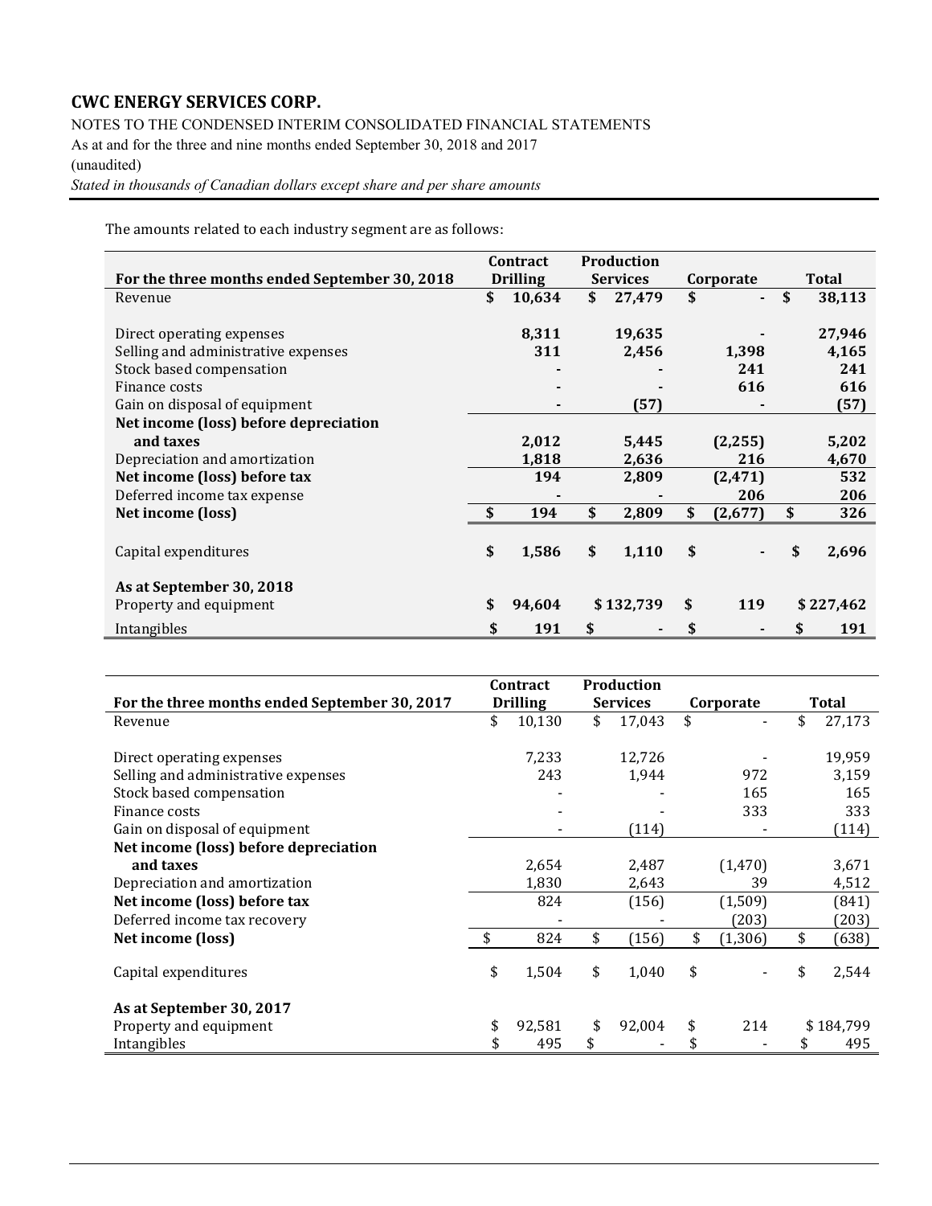The amounts related to each industry segment are as follows:

| For the three months ended September 30, 2018 | Contract Drilling | Production Services | Corporate | Total |
|---|---|---|---|---|
| Revenue | $ 10,634 | $ 27,479 | $ - | $ 38,113 |
| | | | | |
| Direct operating expenses | 8,311 | 19,635 | - | 27,946 |
| Selling and administrative expenses | 311 | 2,456 | 1,398 | 4,165 |
| Stock based compensation | - | - | 241 | 241 |
| Finance costs | - | - | 616 | 616 |
| Gain on disposal of equipment | - | (57) | - | (57) |
| **Net income (loss) before depreciation and taxes** | 2,012 | 5,445 | (2,255) | 5,202 |
| Depreciation and amortization | 1,818 | 2,636 | 216 | 4,670 |
| **Net income (loss) before tax** | 194 | 2,809 | (2,471) | 532 |
| Deferred income tax expense | - | - | 206 | 206 |
| **Net income (loss)** | $ 194 | $ 2,809 | $ (2,677) | $ 326 |
| | | | | |
| Capital expenditures | $ 1,586 | $ 1,110 | $ - | $ 2,696 |
| | | | | |
| **As at September 30, 2018** | | | | |
| Property and equipment | $ 94,604 | $ 132,739 | $ 119 | $ 227,462 |
| Intangibles | $ 191 | $ - | $ - | $ 191 |

| For the three months ended September 30, 2017 | Contract Drilling | Production Services | Corporate | Total |
|---|---|---|---|---|
| Revenue | $ 10,130 | $ 17,043 | $ - | $ 27,173 |
| | | | | |
| Direct operating expenses | 7,233 | 12,726 | - | 19,959 |
| Selling and administrative expenses | 243 | 1,944 | 972 | 3,159 |
| Stock based compensation | - | - | 165 | 165 |
| Finance costs | - | - | 333 | 333 |
| Gain on disposal of equipment | - | (114) | - | (114) |
| **Net income (loss) before depreciation and taxes** | 2,654 | 2,487 | (1,470) | 3,671 |
| Depreciation and amortization | 1,830 | 2,643 | 39 | 4,512 |
| **Net income (loss) before tax** | 824 | (156) | (1,509) | (841) |
| Deferred income tax recovery | - | - | (203) | (203) |
| **Net income (loss)** | $ 824 | $ (156) | $ (1,306) | $ (638) |
| | | | | |
| Capital expenditures | $ 1,504 | $ 1,040 | $ - | $ 2,544 |
| | | | | |
| **As at September 30, 2017** | | | | |
| Property and equipment | $ 92,581 | $ 92,004 | $ 214 | $ 184,799 |
| Intangibles | $ 495 | $ - | $ - | $ 495 |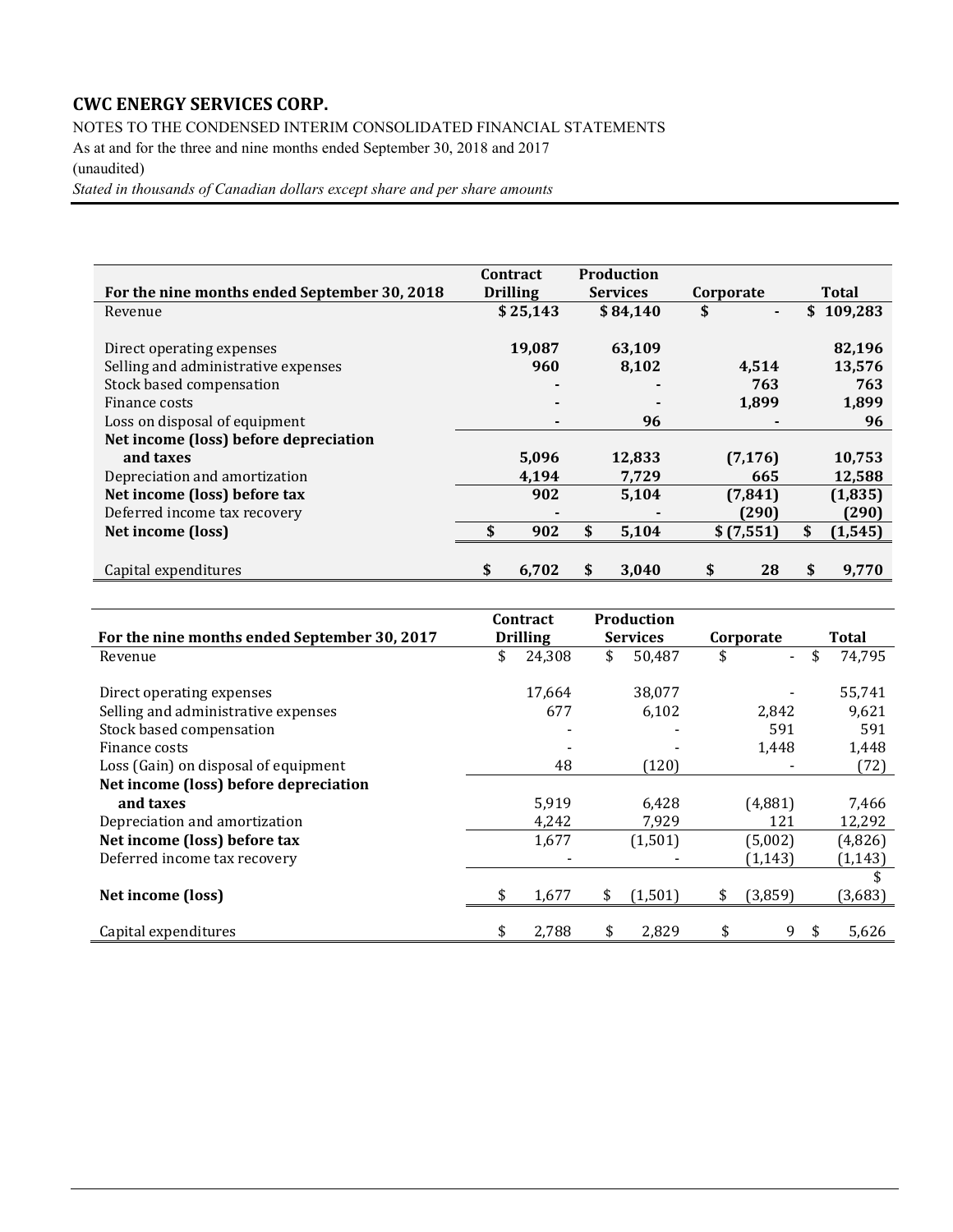**CWC ENERGY SERVICES CORP.**

NOTES TO THE CONDENSED INTERIM CONSOLIDATED FINANCIAL STATEMENTS

As at and for the three and nine months ended September 30, 2018 and 2017

(unaudited)

*Stated in thousands of Canadian dollars except share and per share amounts*

| For the nine months ended September 30, 2018 | Contract Drilling | Production Services | Corporate | Total |
|---|---|---|---|---|
| Revenue | $ 25,143 | $ 84,140 | $ - | $ 109,283 |
| | | | | |
| Direct operating expenses | 19,087 | 63,109 | | 82,196 |
| Selling and administrative expenses | 960 | 8,102 | 4,514 | 13,576 |
| Stock based compensation | - | - | 763 | 763 |
| Finance costs | - | - | 1,899 | 1,899 |
| Loss on disposal of equipment | - | 96 | - | 96 |
| **Net income (loss) before depreciation and taxes** | 5,096 | 12,833 | (7,176) | 10,753 |
| Depreciation and amortization | 4,194 | 7,729 | 665 | 12,588 |
| **Net income (loss) before tax** | 902 | 5,104 | (7,841) | (1,835) |
| Deferred income tax recovery | - | - | (290) | (290) |
| **Net income (loss)** | $ 902 | $ 5,104 | $ (7,551) | $ (1,545) |
| | | | | |
| Capital expenditures | $ 6,702 | $ 3,040 | $ 28 | $ 9,770 |

| For the nine months ended September 30, 2017 | Contract Drilling | Production Services | Corporate | Total |
|---|---|---|---|---|
| Revenue | $ 24,308 | $ 50,487 | $ - | $ 74,795 |
| | | | | |
| Direct operating expenses | 17,664 | 38,077 | - | 55,741 |
| Selling and administrative expenses | 677 | 6,102 | 2,842 | 9,621 |
| Stock based compensation | - | - | 591 | 591 |
| Finance costs | - | - | 1,448 | 1,448 |
| Loss (Gain) on disposal of equipment | 48 | (120) | - | (72) |
| **Net income (loss) before depreciation and taxes** | 5,919 | 6,428 | (4,881) | 7,466 |
| Depreciation and amortization | 4,242 | 7,929 | 121 | 12,292 |
| **Net income (loss) before tax** | 1,677 | (1,501) | (5,002) | (4,826) |
| Deferred income tax recovery | - | - | (1,143) | (1,143) |
| **Net income (loss)** | $ 1,677 | $ (1,501) | $ (3,859) | $ (3,683) |
| | | | | |
| Capital expenditures | $ 2,788 | $ 2,829 | $ 9 | $ 5,626 |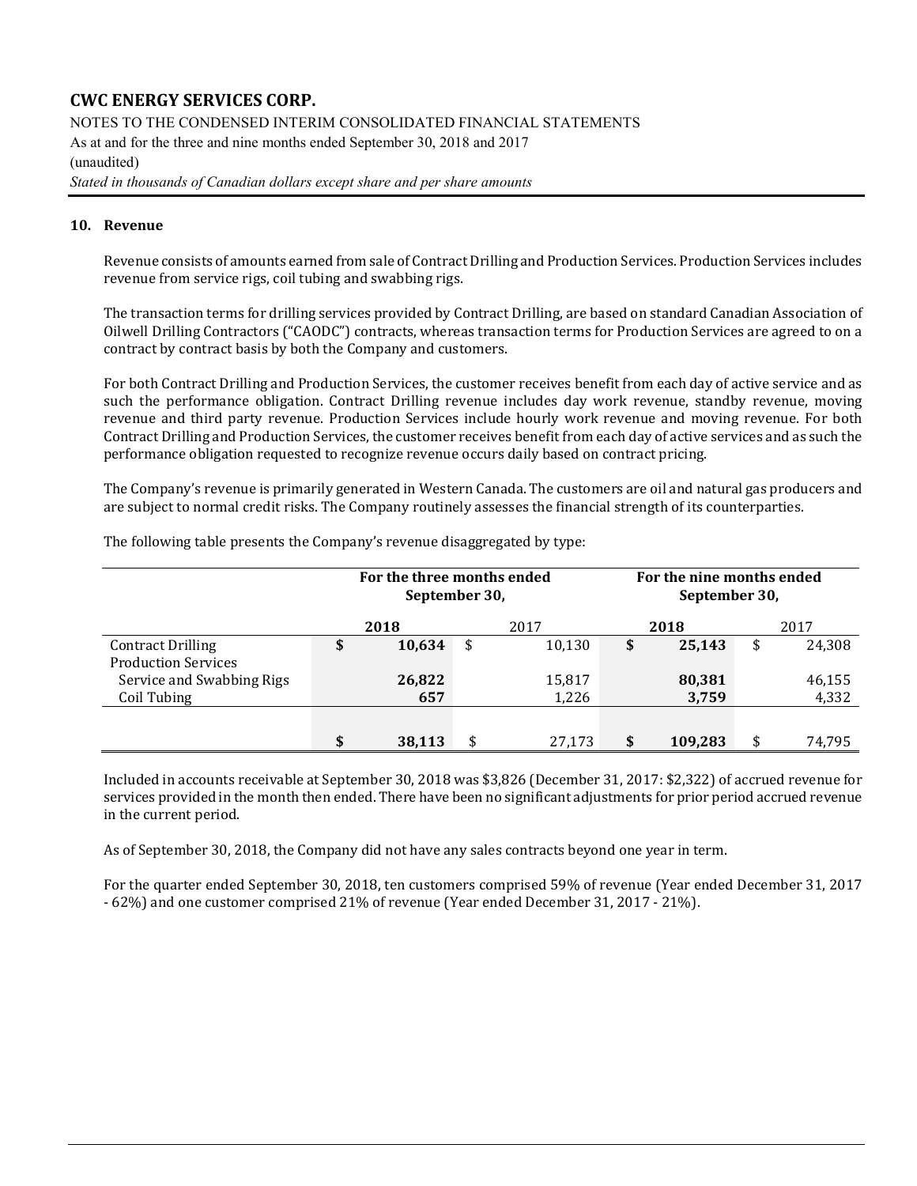## 10. Revenue

Revenue consists of amounts earned from sale of Contract Drilling and Production Services. Production Services includes revenue from service rigs, coil tubing and swabbing rigs.

The transaction terms for drilling services provided by Contract Drilling, are based on standard Canadian Association of Oilwell Drilling Contractors ("CAODC") contracts, whereas transaction terms for Production Services are agreed to on a contract by contract basis by both the Company and customers.

For both Contract Drilling and Production Services, the customer receives benefit from each day of active service and as such the performance obligation. Contract Drilling revenue includes day work revenue, standby revenue, moving revenue and third party revenue. Production Services include hourly work revenue and moving revenue. For both Contract Drilling and Production Services, the customer receives benefit from each day of active services and as such the performance obligation requested to recognize revenue occurs daily based on contract pricing.

The Company's revenue is primarily generated in Western Canada. The customers are oil and natural gas producers and are subject to normal credit risks. The Company routinely assesses the financial strength of its counterparties.

The following table presents the Company's revenue disaggregated by type:

| | For the three months ended September 30, | | For the nine months ended September 30, | |
|---|---|---|---|---|
| | **2018** | 2017 | **2018** | 2017 |
| Contract Drilling | **$ 10,634** | $ 10,130 | **$ 25,143** | $ 24,308 |
| Production Services | | | | |
| Service and Swabbing Rigs | **26,822** | 15,817 | **80,381** | 46,155 |
| Coil Tubing | **657** | 1,226 | **3,759** | 4,332 |
| | **$ 38,113** | $ 27,173 | **$ 109,283** | $ 74,795 |

Included in accounts receivable at September 30, 2018 was $3,826 (December 31, 2017: $2,322) of accrued revenue for services provided in the month then ended. There have been no significant adjustments for prior period accrued revenue in the current period.

As of September 30, 2018, the Company did not have any sales contracts beyond one year in term.

For the quarter ended September 30, 2018, ten customers comprised 59% of revenue (Year ended December 31, 2017 - 62%) and one customer comprised 21% of revenue (Year ended December 31, 2017 - 21%).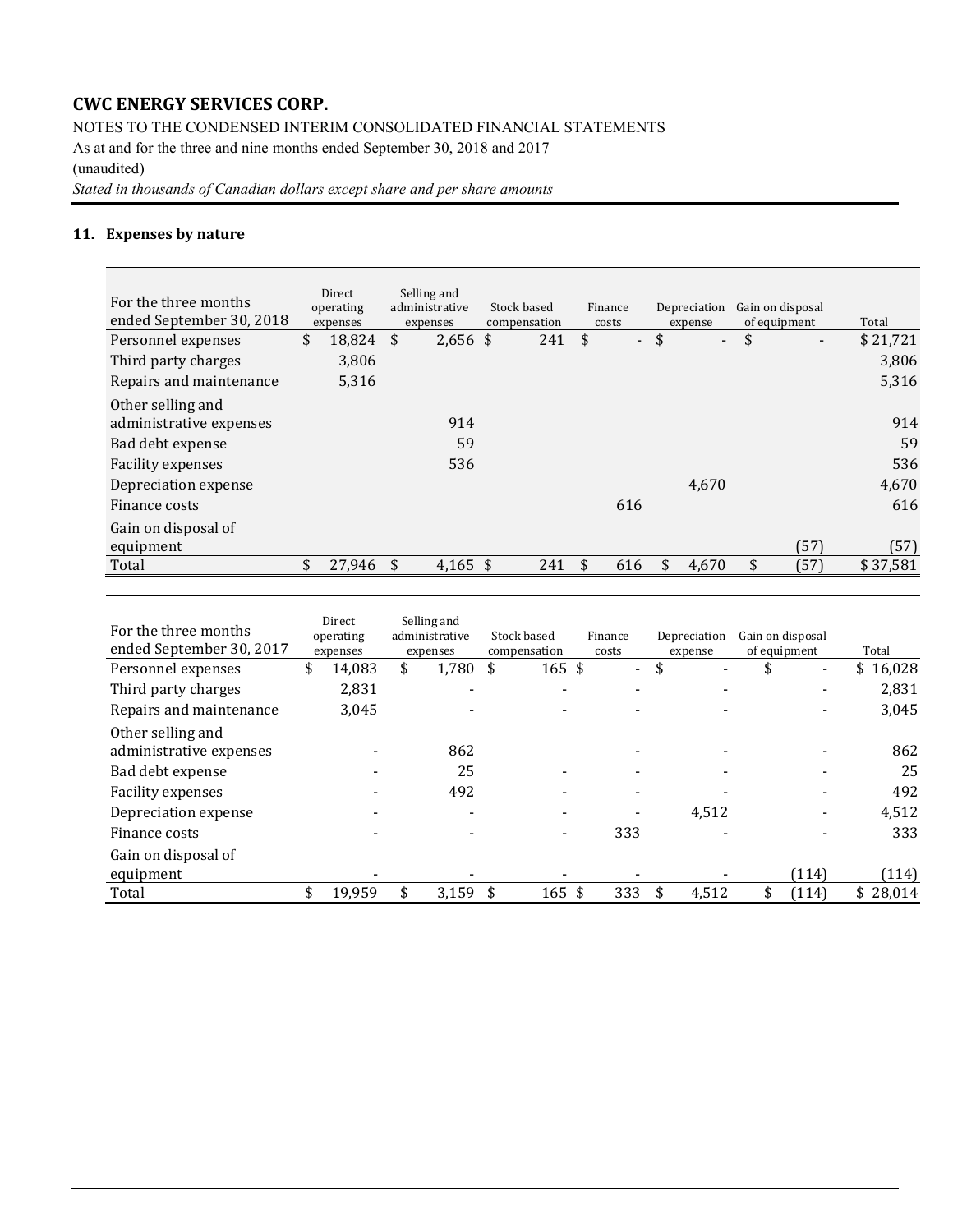**CWC ENERGY SERVICES CORP.**

NOTES TO THE CONDENSED INTERIM CONSOLIDATED FINANCIAL STATEMENTS

As at and for the three and nine months ended September 30, 2018 and 2017

(unaudited)

*Stated in thousands of Canadian dollars except share and per share amounts*

## 11. Expenses by nature

| For the three months ended September 30, 2018 | Direct operating expenses | Selling and administrative expenses | Stock based compensation | Finance costs | Depreciation expense | Gain on disposal of equipment | Total |
|---|---|---|---|---|---|---|---|
| Personnel expenses | $ 18,824 | $ 2,656 | $ 241 | $ - | $ - | $ - | $ 21,721 |
| Third party charges | 3,806 | | | | | | 3,806 |
| Repairs and maintenance | 5,316 | | | | | | 5,316 |
| Other selling and administrative expenses | | 914 | | | | | 914 |
| Bad debt expense | | 59 | | | | | 59 |
| Facility expenses | | 536 | | | | | 536 |
| Depreciation expense | | | | | 4,670 | | 4,670 |
| Finance costs | | | | 616 | | | 616 |
| Gain on disposal of equipment | | | | | | (57) | (57) |
| Total | $ 27,946 | $ 4,165 | $ 241 | $ 616 | $ 4,670 | $ (57) | $ 37,581 |

| For the three months ended September 30, 2017 | Direct operating expenses | Selling and administrative expenses | Stock based compensation | Finance costs | Depreciation expense | Gain on disposal of equipment | Total |
|---|---|---|---|---|---|---|---|
| Personnel expenses | $ 14,083 | $ 1,780 | $ 165 | $ - | $ - | $ - | $ 16,028 |
| Third party charges | 2,831 | - | - | - | - | - | 2,831 |
| Repairs and maintenance | 3,045 | - | - | - | - | - | 3,045 |
| Other selling and administrative expenses | - | 862 | | - | - | - | 862 |
| Bad debt expense | - | 25 | - | - | - | - | 25 |
| Facility expenses | - | 492 | - | - | - | - | 492 |
| Depreciation expense | - | - | - | - | 4,512 | - | 4,512 |
| Finance costs | - | - | - | 333 | - | - | 333 |
| Gain on disposal of equipment | - | - | - | - | - | (114) | (114) |
| Total | $ 19,959 | $ 3,159 | $ 165 | $ 333 | $ 4,512 | $ (114) | $ 28,014 |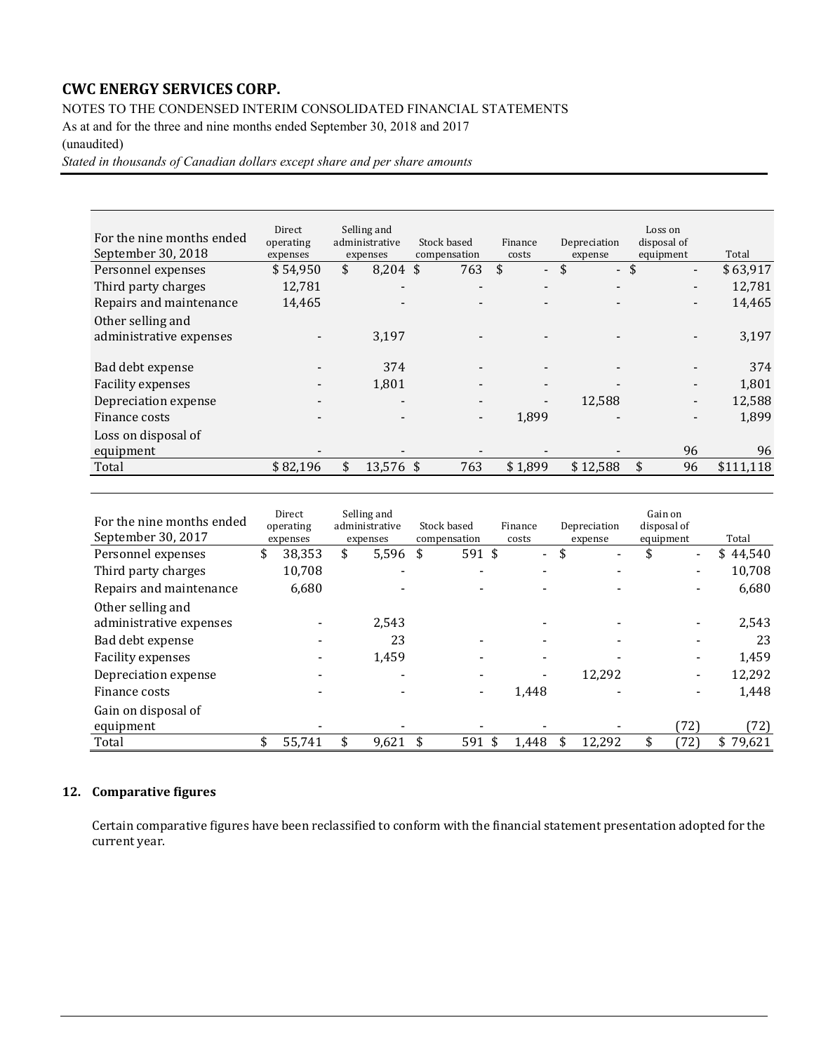| For the nine months ended September 30, 2018 | Direct operating expenses | Selling and administrative expenses | Stock based compensation | Finance costs | Depreciation expense | Loss on disposal of equipment | Total |
|---|---|---|---|---|---|---|---|
| Personnel expenses | $ 54,950 | $ 8,204 | $ 763 | $ - | $ - | $ - | $ 63,917 |
| Third party charges | 12,781 | - | - | - | - | - | 12,781 |
| Repairs and maintenance | 14,465 | - | - | - | - | - | 14,465 |
| Other selling and administrative expenses | - | 3,197 | - | - | - | - | 3,197 |
| Bad debt expense | - | 374 | - | - | - | - | 374 |
| Facility expenses | - | 1,801 | - | - | - | - | 1,801 |
| Depreciation expense | - | - | - | - | 12,588 | - | 12,588 |
| Finance costs | - | - | - | 1,899 | - | - | 1,899 |
| Loss on disposal of equipment | - | - | - | - | - | 96 | 96 |
| Total | $ 82,196 | $ 13,576 | $ 763 | $ 1,899 | $ 12,588 | $ 96 | $111,118 |

| For the nine months ended September 30, 2017 | Direct operating expenses | Selling and administrative expenses | Stock based compensation | Finance costs | Depreciation expense | Gain on disposal of equipment | Total |
|---|---|---|---|---|---|---|---|
| Personnel expenses | $ 38,353 | $ 5,596 | $ 591 | $ - | $ - | $ - | $ 44,540 |
| Third party charges | 10,708 | - | - | - | - | - | 10,708 |
| Repairs and maintenance | 6,680 | - | - | - | - | - | 6,680 |
| Other selling and administrative expenses | - | 2,543 | | - | - | - | 2,543 |
| Bad debt expense | - | 23 | - | - | - | - | 23 |
| Facility expenses | - | 1,459 | - | - | - | - | 1,459 |
| Depreciation expense | - | - | - | - | 12,292 | - | 12,292 |
| Finance costs | - | - | - | 1,448 | - | - | 1,448 |
| Gain on disposal of equipment | - | - | - | - | - | (72) | (72) |
| Total | $ 55,741 | $ 9,621 | $ 591 | $ 1,448 | $ 12,292 | $ (72) | $ 79,621 |

## 12. Comparative figures

Certain comparative figures have been reclassified to conform with the financial statement presentation adopted for the current year.